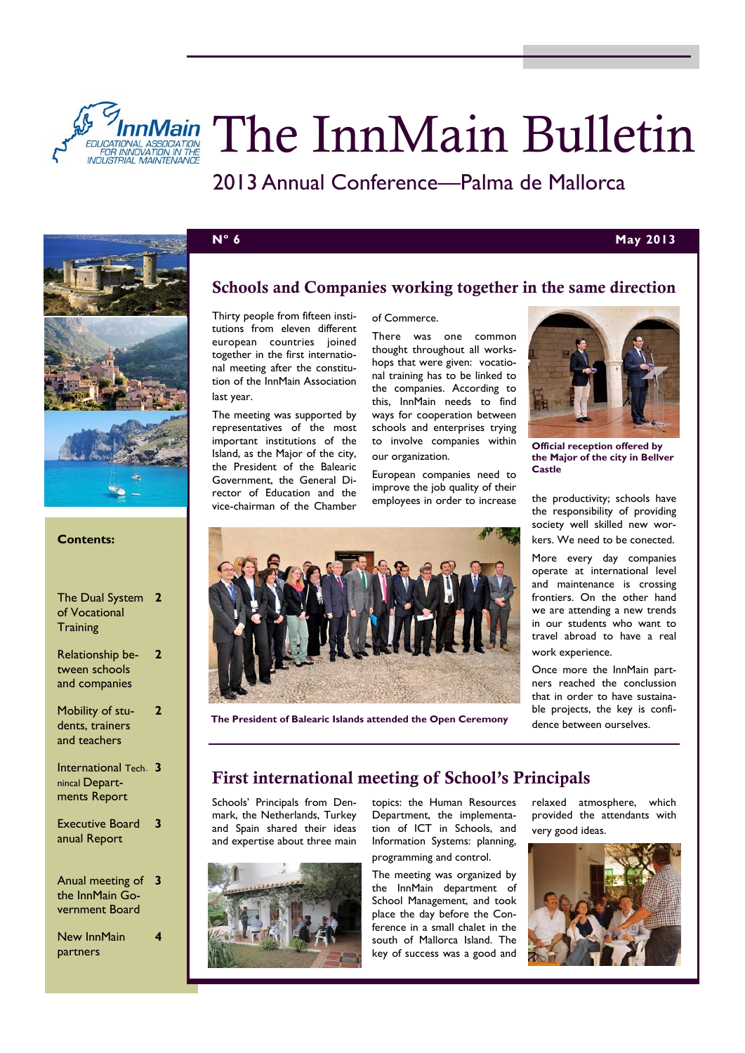# The InnMain Bulletin

## 2013 Annual Conference—Palma de Mallorca

**Nº 6** **May 2013**

**Contents:**

| | |
|---|---|
| The Dual System of Vocational Training | 2 |
| Relationship between schools and companies | 2 |
| Mobility of students, trainers and teachers | 2 |
| International Techninical Departments Report | 3 |
| Executive Board anual Report | 3 |
| Anual meeting of the InnMain Government Board | 3 |
| New InnMain partners | 4 |

## Schools and Companies working together in the same direction

Thirty people from fifteen institutions from eleven different european countries joined together in the first international meeting after the constitution of the InnMain Association last year.

The meeting was supported by representatives of the most important institutions of the Island, as the Major of the city, the President of the Balearic Government, the General Director of Education and the vice-chairman of the Chamber of Commerce.

There was one common thought throughout all workshops that were given: vocational training has to be linked to the companies. According to this, InnMain needs to find ways for cooperation between schools and enterprises trying to involve companies within our organization.

European companies need to improve the job quality of their employees in order to increase the productivity; schools have the responsibility of providing society well skilled new workers. We need to be conected.

More every day companies operate at international level and maintenance is crossing frontiers. On the other hand we are attending a new trends in our students who want to travel abroad to have a real work experience.

Once more the InnMain partners reached the conclusion that in order to have sustainable projects, the key is confidence between ourselves.

**Official reception offered by the Major of the city in Bellver Castle**

**The President of Balearic Islands attended the Open Ceremony**

## First international meeting of School's Principals

Schools' Principals from Denmark, the Netherlands, Turkey and Spain shared their ideas and expertise about three main topics: the Human Resources Department, the implementation of ICT in Schools, and Information Systems: planning, programming and control.

The meeting was organized by the InnMain department of School Management, and took place the day before the Conference in a small chalet in the south of Mallorca Island. The key of success was a good and relaxed atmosphere, which provided the attendants with very good ideas.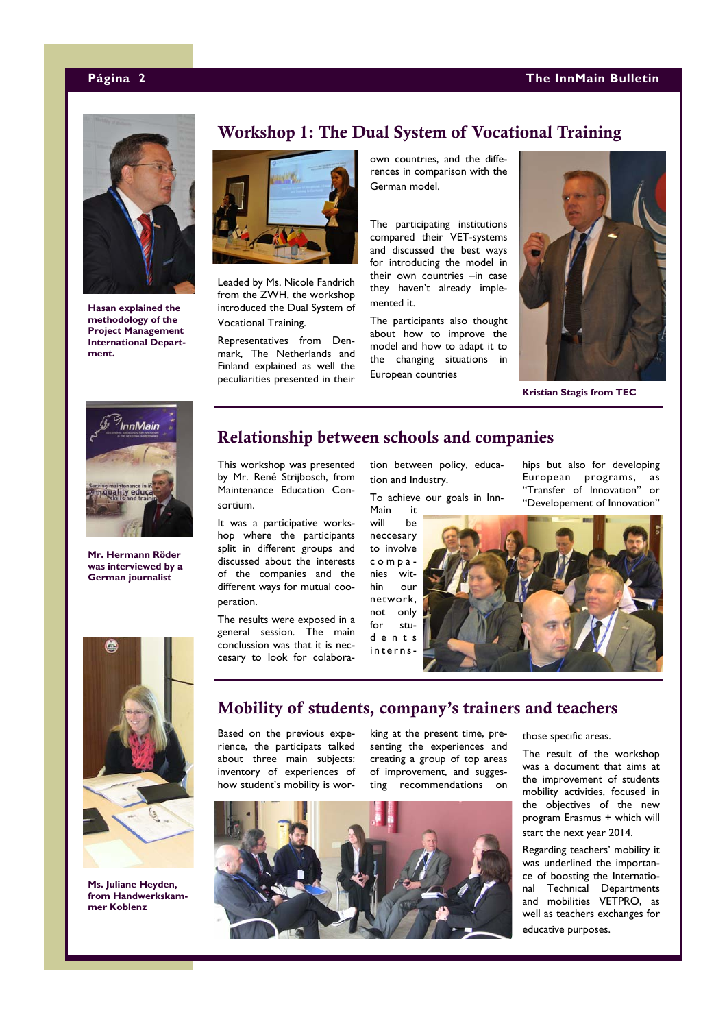## Workshop 1: The Dual System of Vocational Training

Leaded by Ms. Nicole Fandrich from the ZWH, the workshop introduced the Dual System of Vocational Training.

Representatives from Denmark, The Netherlands and Finland explained as well the peculiarities presented in their own countries, and the differences in comparison with the German model.

The participating institutions compared their VET-systems and discussed the best ways for introducing the model in their own countries –in case they haven't already implemented it.

The participants also thought about how to improve the model and how to adapt it to the changing situations in European countries

**Hasan explained the methodology of the Project Management International Department.**

**Kristian Stagis from TEC**

## Relationship between schools and companies

This workshop was presented by Mr. René Strijbosch, from Maintenance Education Consortium.

It was a participative workshop where the participants split in different groups and discussed about the interests of the companies and the different ways for mutual cooperation.

The results were exposed in a general session. The main conclusion was that it is neccesary to look for colaboration between policy, education and Industry.

To achieve our goals in InnMain it will be neccesary to involve companies within our network, not only for students internships but also for developing European programs, as "Transfer of Innovation" or "Developement of Innovation"

**Mr. Hermann Röder was interviewed by a German journalist**

## Mobility of students, company's trainers and teachers

Based on the previous experience, the participants talked about three main subjects: inventory of experiences of how student's mobility is working at the present time, presenting the experiences and creating a group of top areas of improvement, and suggesting recommendations on those specific areas.

The result of the workshop was a document that aims at the improvement of students mobility activities, focused in the objectives of the new program Erasmus + which will start the next year 2014.

Regarding teachers' mobility it was underlined the importance of boosting the International Technical Departments and mobilities VETPRO, as well as teachers exchanges for educative purposes.

**Ms. Juliane Heyden, from Handwerkskammer Koblenz**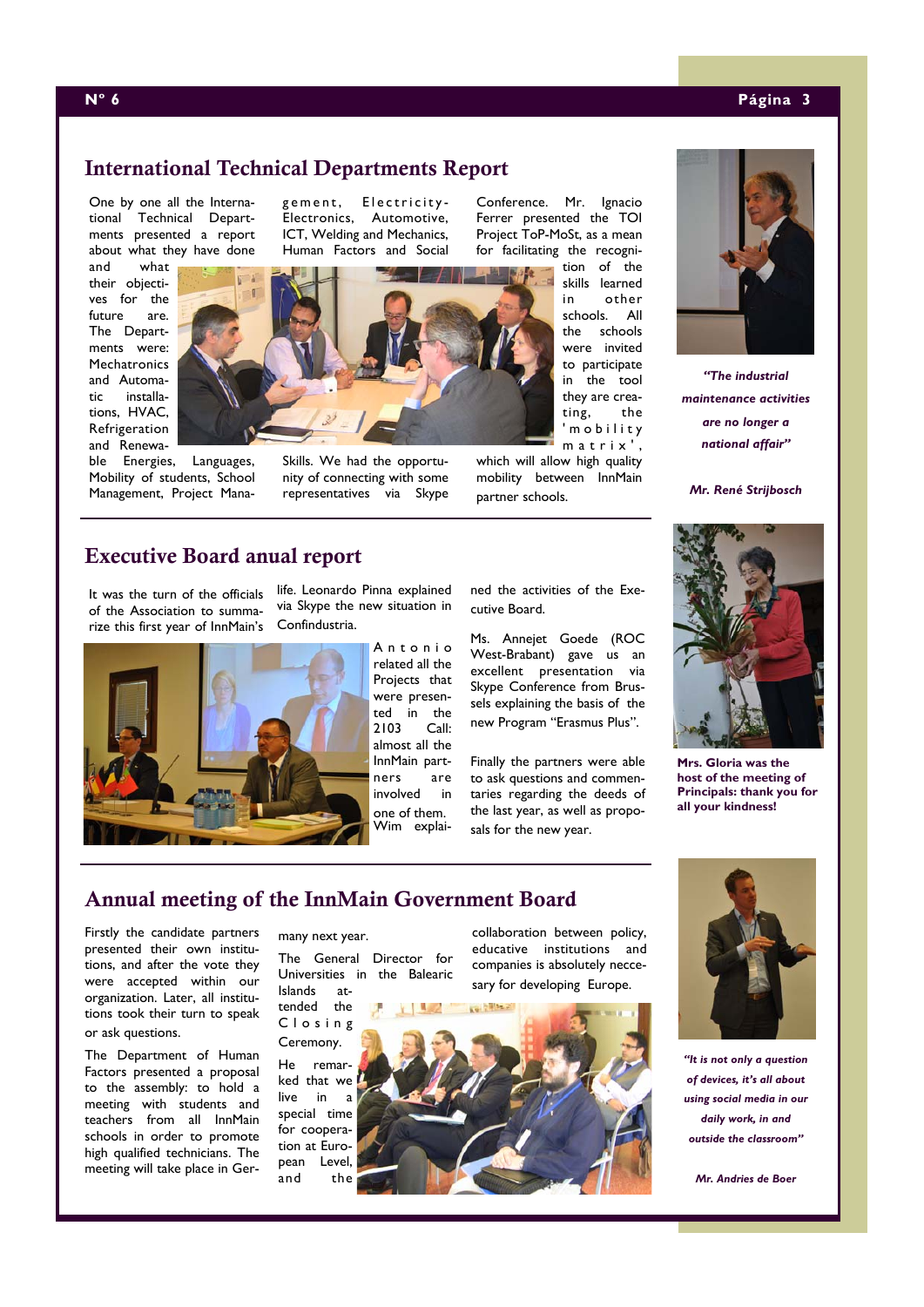## International Technical Departments Report

One by one all the International Technical Departments presented a report about what they have done and what their objectives for the future are. The Departments were: Mechatronics and Automatic installations, HVAC, Refrigeration and Renewable Energies, Languages, Mobility of students, School Management, Project Management, Electricity-Electronics, Automotive, ICT, Welding and Mechanics, Human Factors and Social Skills. We had the opportunity of connecting with some representatives via Skype Conference. Mr. Ignacio Ferrer presented the TOI Project ToP-MoSt, as a mean for facilitating the recognition of the skills learned in other schools. All the schools were invited to participate in the tool they are creating, the 'mobility matrix', which will allow high quality mobility between InnMain partner schools.

*"The industrial maintenance activities are no longer a national affair"*

*Mr. René Strijbosch*

## Executive Board anual report

It was the turn of the officials of the Association to summarize this first year of InnMain's life. Leonardo Pinna explained via Skype the new situation in Confindustria.

Antonio related all the Projects that were presented in the 2103 Call: almost all the InnMain partners are involved in one of them. Wim explained the activities of the Executive Board.

Ms. Annejet Goede (ROC West-Brabant) gave us an excellent presentation via Skype Conference from Brussels explaining the basis of the new Program "Erasmus Plus".

Finally the partners were able to ask questions and commentaries regarding the deeds of the last year, as well as proposals for the new year.

**Mrs. Gloria was the host of the meeting of Principals: thank you for all your kindness!**

## Annual meeting of the InnMain Government Board

Firstly the candidate partners presented their own institutions, and after the vote they were accepted within our organization. Later, all institutions took their turn to speak or ask questions.

The Department of Human Factors presented a proposal to the assembly: to hold a meeting with students and teachers from all InnMain schools in order to promote high qualified technicians. The meeting will take place in Germany next year.

The General Director for Universities in the Balearic Islands attended the Closing Ceremony.

He remarked that we live in a special time for cooperation at European Level, and the collaboration between policy, educative institutions and companies is absolutely necessary for developing Europe.

*"It is not only a question of devices, it's all about using social media in our daily work, in and outside the classroom"*

*Mr. Andries de Boer*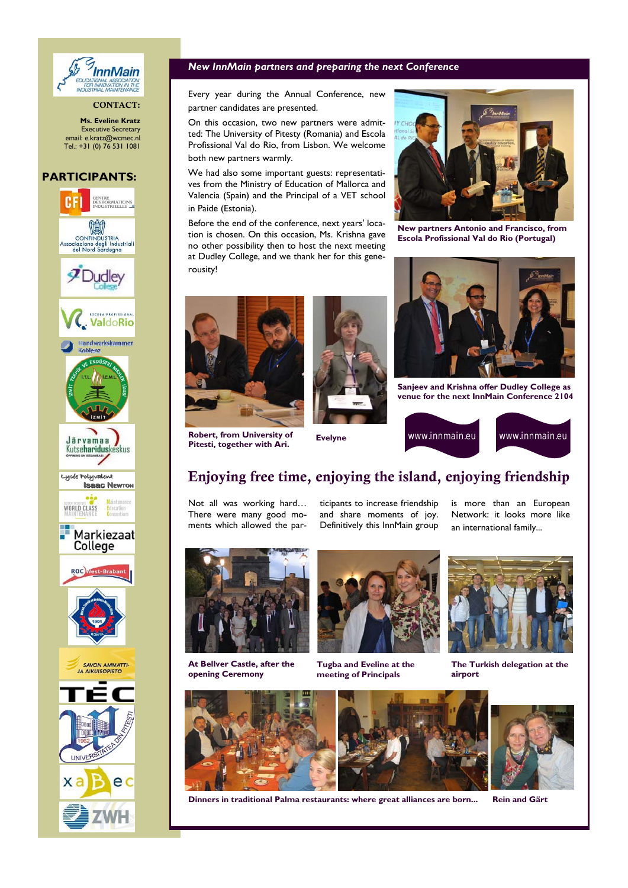CONTACT:

**Ms. Eveline Kratz**
Executive Secretary
email: e.kratz@wcmec.nl
Tel.: +31 (0) 76 531 1081

## PARTICIPANTS:

## New InnMain partners and preparing the next Conference

Every year during the Annual Conference, new partner candidates are presented.

On this occasion, two new partners were admitted: The University of Pitesty (Romania) and Escola Profissional Val do Rio, from Lisbon. We welcome both new partners warmly.

We had also some important guests: representatives from the Ministry of Education of Mallorca and Valencia (Spain) and the Principal of a VET school in Paide (Estonia).

Before the end of the conference, next years' location is chosen. On this occasion, Ms. Krishna gave no other possibility then to host the next meeting at Dudley College, and we thank her for this generousity!

**New partners Antonio and Francisco, from Escola Profissional Val do Rio (Portugal)**

**Robert, from University of Pitesti, together with Ari.**

**Evelyne**

**Sanjeev and Krishna offer Dudley College as venue for the next InnMain Conference 2104**

www.innmain.eu

www.innmain.eu

## Enjoying free time, enjoying the island, enjoying friendship

Not all was working hard… There were many good moments which allowed the participants to increase friendship and share moments of joy. Definitively this InnMain group is more than an European Network: it looks more like an international family...

**At Bellver Castle, after the opening Ceremony**

**Tugba and Eveline at the meeting of Principals**

**The Turkish delegation at the airport**

**Dinners in traditional Palma restaurants: where great alliances are born...**

**Rein and Gärt**